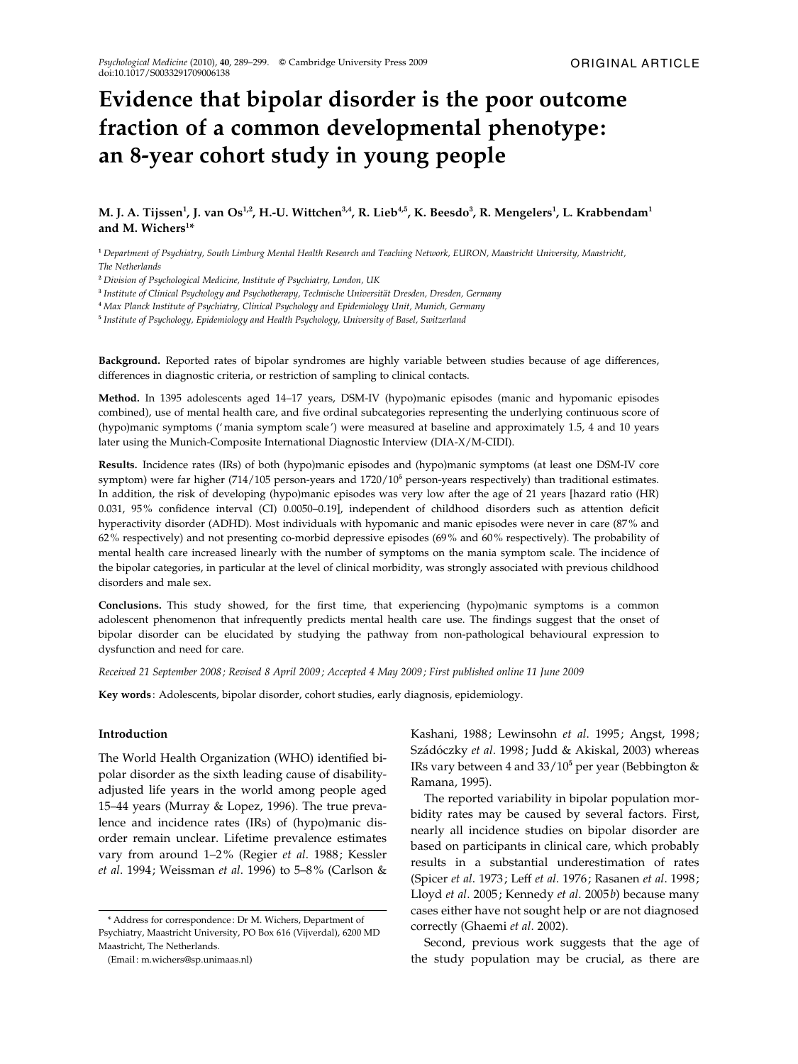ORIGINAL ARTICLE

# Evidence that bipolar disorder is the poor outcome fraction of a common developmental phenotype: an 8-year cohort study in young people

**M. J. A. Tijssen[1], J. van Os[1,2], H.-U. Wittchen[3,4], R. Lieb[4,5], K. Beesdo[3], R. Mengelers[1], L. Krabbendam[1] and M. Wichers[1]***

[1] *Department of Psychiatry, South Limburg Mental Health Research and Teaching Network, EURON, Maastricht University, Maastricht, The Netherlands*

[2] *Division of Psychological Medicine, Institute of Psychiatry, London, UK*

[3] *Institute of Clinical Psychology and Psychotherapy, Technische Universität Dresden, Dresden, Germany*

[4] *Max Planck Institute of Psychiatry, Clinical Psychology and Epidemiology Unit, Munich, Germany*

[5] *Institute of Psychology, Epidemiology and Health Psychology, University of Basel, Switzerland*

**Background.** Reported rates of bipolar syndromes are highly variable between studies because of age differences, differences in diagnostic criteria, or restriction of sampling to clinical contacts.

**Method.** In 1395 adolescents aged 14–17 years, DSM-IV (hypo)manic episodes (manic and hypomanic episodes combined), use of mental health care, and five ordinal subcategories representing the underlying continuous score of (hypo)manic symptoms ('mania symptom scale') were measured at baseline and approximately 1.5, 4 and 10 years later using the Munich-Composite International Diagnostic Interview (DIA-X/M-CIDI).

**Results.** Incidence rates (IRs) of both (hypo)manic episodes and (hypo)manic symptoms (at least one DSM-IV core symptom) were far higher (714/105 person-years and 1720/$10^5$ person-years respectively) than traditional estimates. In addition, the risk of developing (hypo)manic episodes was very low after the age of 21 years [hazard ratio (HR) 0.031, 95% confidence interval (CI) 0.0050–0.19], independent of childhood disorders such as attention deficit hyperactivity disorder (ADHD). Most individuals with hypomanic and manic episodes were never in care (87% and 62% respectively) and not presenting co-morbid depressive episodes (69% and 60% respectively). The probability of mental health care increased linearly with the number of symptoms on the mania symptom scale. The incidence of the bipolar categories, in particular at the level of clinical morbidity, was strongly associated with previous childhood disorders and male sex.

**Conclusions.** This study showed, for the first time, that experiencing (hypo)manic symptoms is a common adolescent phenomenon that infrequently predicts mental health care use. The findings suggest that the onset of bipolar disorder can be elucidated by studying the pathway from non-pathological behavioural expression to dysfunction and need for care.

*Received 21 September 2008; Revised 8 April 2009; Accepted 4 May 2009; First published online 11 June 2009*

**Key words**: Adolescents, bipolar disorder, cohort studies, early diagnosis, epidemiology.

## Introduction

The World Health Organization (WHO) identified bipolar disorder as the sixth leading cause of disability-adjusted life years in the world among people aged 15–44 years (Murray & Lopez, 1996). The true prevalence and incidence rates (IRs) of (hypo)manic disorder remain unclear. Lifetime prevalence estimates vary from around 1–2% (Regier *et al.* 1988; Kessler *et al.* 1994; Weissman *et al.* 1996) to 5–8% (Carlson & Kashani, 1988; Lewinsohn *et al.* 1995; Angst, 1998; Szádóczky *et al.* 1998; Judd & Akiskal, 2003) whereas IRs vary between 4 and 33/$10^5$ per year (Bebbington & Ramana, 1995).

The reported variability in bipolar population morbidity rates may be caused by several factors. First, nearly all incidence studies on bipolar disorder are based on participants in clinical care, which probably results in a substantial underestimation of rates (Spicer *et al.* 1973; Leff *et al.* 1976; Rasanen *et al.* 1998; Lloyd *et al.* 2005; Kennedy *et al.* 2005*b*) because many cases either have not sought help or are not diagnosed correctly (Ghaemi *et al.* 2002).

Second, previous work suggests that the age of the study population may be crucial, as there are

* Address for correspondence: Dr M. Wichers, Department of Psychiatry, Maastricht University, PO Box 616 (Vijverdal), 6200 MD Maastricht, The Netherlands.

(Email: m.wichers@sp.unimaas.nl)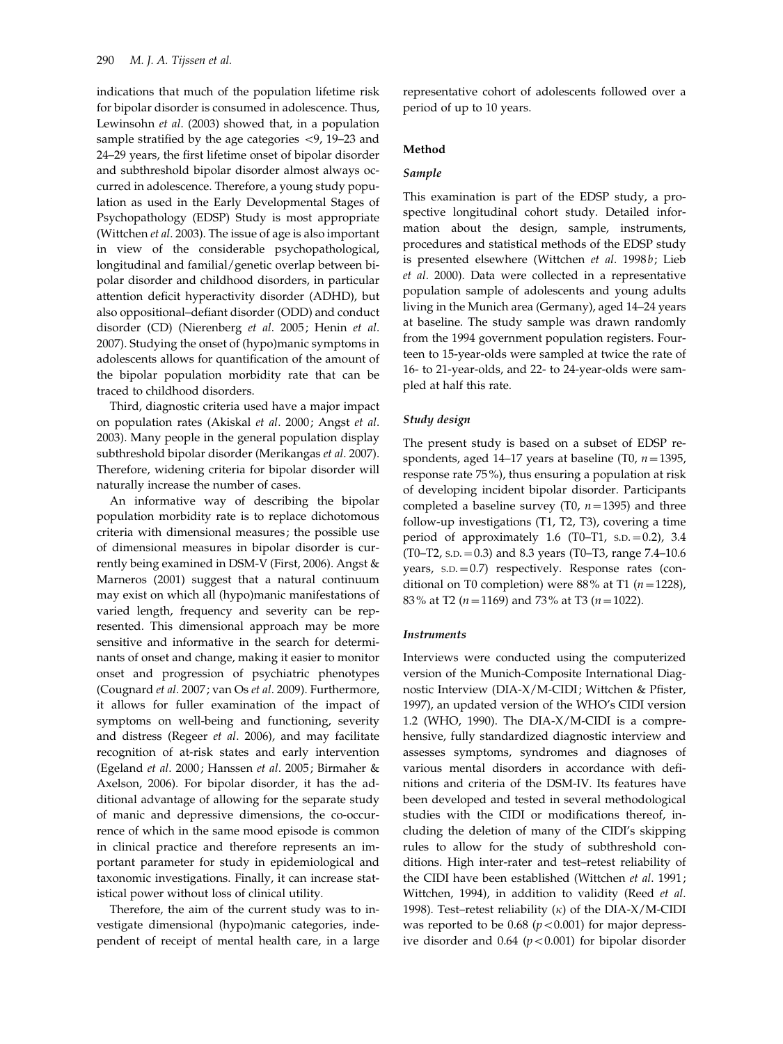indications that much of the population lifetime risk for bipolar disorder is consumed in adolescence. Thus, Lewinsohn *et al*. (2003) showed that, in a population sample stratified by the age categories <9, 19–23 and 24–29 years, the first lifetime onset of bipolar disorder and subthreshold bipolar disorder almost always occurred in adolescence. Therefore, a young study population as used in the Early Developmental Stages of Psychopathology (EDSP) Study is most appropriate (Wittchen *et al*. 2003). The issue of age is also important in view of the considerable psychopathological, longitudinal and familial/genetic overlap between bipolar disorder and childhood disorders, in particular attention deficit hyperactivity disorder (ADHD), but also oppositional–defiant disorder (ODD) and conduct disorder (CD) (Nierenberg *et al*. 2005; Henin *et al*. 2007). Studying the onset of (hypo)manic symptoms in adolescents allows for quantification of the amount of the bipolar population morbidity rate that can be traced to childhood disorders.

Third, diagnostic criteria used have a major impact on population rates (Akiskal *et al*. 2000; Angst *et al*. 2003). Many people in the general population display subthreshold bipolar disorder (Merikangas *et al*. 2007). Therefore, widening criteria for bipolar disorder will naturally increase the number of cases.

An informative way of describing the bipolar population morbidity rate is to replace dichotomous criteria with dimensional measures; the possible use of dimensional measures in bipolar disorder is currently being examined in DSM-V (First, 2006). Angst & Marneros (2001) suggest that a natural continuum may exist on which all (hypo)manic manifestations of varied length, frequency and severity can be represented. This dimensional approach may be more sensitive and informative in the search for determinants of onset and change, making it easier to monitor onset and progression of psychiatric phenotypes (Cougnard *et al*. 2007; van Os *et al*. 2009). Furthermore, it allows for fuller examination of the impact of symptoms on well-being and functioning, severity and distress (Regeer *et al*. 2006), and may facilitate recognition of at-risk states and early intervention (Egeland *et al*. 2000; Hanssen *et al*. 2005; Birmaher & Axelson, 2006). For bipolar disorder, it has the additional advantage of allowing for the separate study of manic and depressive dimensions, the co-occurrence of which in the same mood episode is common in clinical practice and therefore represents an important parameter for study in epidemiological and taxonomic investigations. Finally, it can increase statistical power without loss of clinical utility.

Therefore, the aim of the current study was to investigate dimensional (hypo)manic categories, independent of receipt of mental health care, in a large representative cohort of adolescents followed over a period of up to 10 years.

## Method

### *Sample*

This examination is part of the EDSP study, a prospective longitudinal cohort study. Detailed information about the design, sample, instruments, procedures and statistical methods of the EDSP study is presented elsewhere (Wittchen *et al*. 1998*b*; Lieb *et al*. 2000). Data were collected in a representative population sample of adolescents and young adults living in the Munich area (Germany), aged 14–24 years at baseline. The study sample was drawn randomly from the 1994 government population registers. Fourteen to 15-year-olds were sampled at twice the rate of 16- to 21-year-olds, and 22- to 24-year-olds were sampled at half this rate.

### *Study design*

The present study is based on a subset of EDSP respondents, aged 14–17 years at baseline (T0, $n=1395$, response rate 75%), thus ensuring a population at risk of developing incident bipolar disorder. Participants completed a baseline survey (T0, $n=1395$) and three follow-up investigations (T1, T2, T3), covering a time period of approximately 1.6 (T0–T1, S.D. $=0.2$), 3.4 (T0–T2, S.D. $=0.3$) and 8.3 years (T0–T3, range 7.4–10.6 years, S.D. $=0.7$) respectively. Response rates (conditional on T0 completion) were 88% at T1 ($n=1228$), 83% at T2 ($n=1169$) and 73% at T3 ($n=1022$).

### *Instruments*

Interviews were conducted using the computerized version of the Munich-Composite International Diagnostic Interview (DIA-X/M-CIDI; Wittchen & Pfister, 1997), an updated version of the WHO's CIDI version 1.2 (WHO, 1990). The DIA-X/M-CIDI is a comprehensive, fully standardized diagnostic interview and assesses symptoms, syndromes and diagnoses of various mental disorders in accordance with definitions and criteria of the DSM-IV. Its features have been developed and tested in several methodological studies with the CIDI or modifications thereof, including the deletion of many of the CIDI's skipping rules to allow for the study of subthreshold conditions. High inter-rater and test–retest reliability of the CIDI have been established (Wittchen *et al*. 1991; Wittchen, 1994), in addition to validity (Reed *et al*. 1998). Test–retest reliability ($\kappa$) of the DIA-X/M-CIDI was reported to be 0.68 ($p<0.001$) for major depressive disorder and 0.64 ($p<0.001$) for bipolar disorder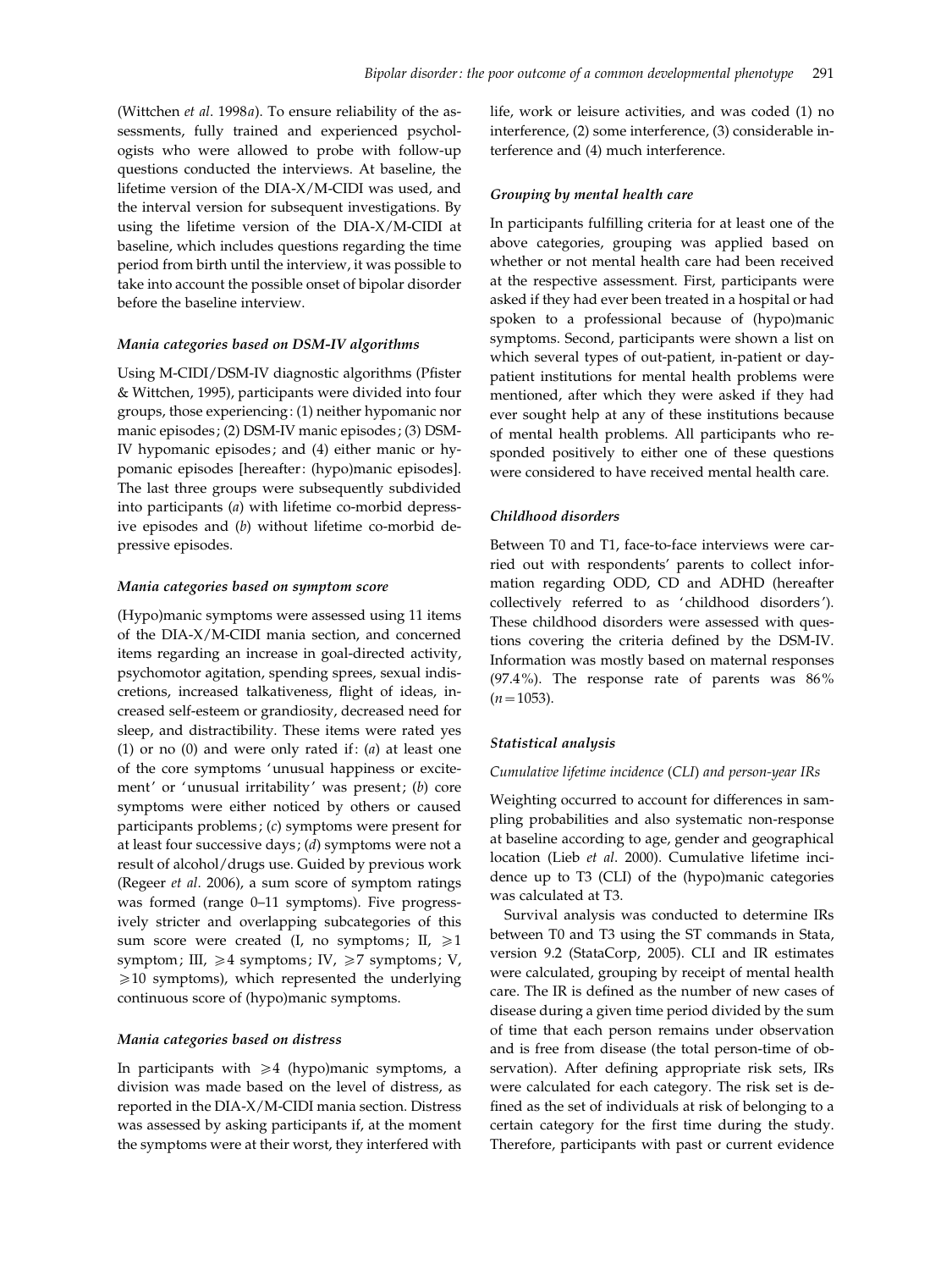(Wittchen *et al.* 1998*a*). To ensure reliability of the assessments, fully trained and experienced psychologists who were allowed to probe with follow-up questions conducted the interviews. At baseline, the lifetime version of the DIA-X/M-CIDI was used, and the interval version for subsequent investigations. By using the lifetime version of the DIA-X/M-CIDI at baseline, which includes questions regarding the time period from birth until the interview, it was possible to take into account the possible onset of bipolar disorder before the baseline interview.

### *Mania categories based on DSM-IV algorithms*

Using M-CIDI/DSM-IV diagnostic algorithms (Pfister & Wittchen, 1995), participants were divided into four groups, those experiencing: (1) neither hypomanic nor manic episodes; (2) DSM-IV manic episodes; (3) DSM-IV hypomanic episodes; and (4) either manic or hypomanic episodes [hereafter: (hypo)manic episodes]. The last three groups were subsequently subdivided into participants (*a*) with lifetime co-morbid depressive episodes and (*b*) without lifetime co-morbid depressive episodes.

### *Mania categories based on symptom score*

(Hypo)manic symptoms were assessed using 11 items of the DIA-X/M-CIDI mania section, and concerned items regarding an increase in goal-directed activity, psychomotor agitation, spending sprees, sexual indiscretions, increased talkativeness, flight of ideas, increased self-esteem or grandiosity, decreased need for sleep, and distractibility. These items were rated yes (1) or no (0) and were only rated if: (*a*) at least one of the core symptoms 'unusual happiness or excitement' or 'unusual irritability' was present; (*b*) core symptoms were either noticed by others or caused participants problems; (*c*) symptoms were present for at least four successive days; (*d*) symptoms were not a result of alcohol/drugs use. Guided by previous work (Regeer *et al.* 2006), a sum score of symptom ratings was formed (range 0–11 symptoms). Five progressively stricter and overlapping subcategories of this sum score were created (I, no symptoms; II, $\geqslant 1$ symptom; III, $\geqslant 4$ symptoms; IV, $\geqslant 7$ symptoms; V, $\geqslant 10$ symptoms), which represented the underlying continuous score of (hypo)manic symptoms.

### *Mania categories based on distress*

In participants with $\geqslant 4$ (hypo)manic symptoms, a division was made based on the level of distress, as reported in the DIA-X/M-CIDI mania section. Distress was assessed by asking participants if, at the moment the symptoms were at their worst, they interfered with life, work or leisure activities, and was coded (1) no interference, (2) some interference, (3) considerable interference and (4) much interference.

### *Grouping by mental health care*

In participants fulfilling criteria for at least one of the above categories, grouping was applied based on whether or not mental health care had been received at the respective assessment. First, participants were asked if they had ever been treated in a hospital or had spoken to a professional because of (hypo)manic symptoms. Second, participants were shown a list on which several types of out-patient, in-patient or day-patient institutions for mental health problems were mentioned, after which they were asked if they had ever sought help at any of these institutions because of mental health problems. All participants who responded positively to either one of these questions were considered to have received mental health care.

### *Childhood disorders*

Between T0 and T1, face-to-face interviews were carried out with respondents' parents to collect information regarding ODD, CD and ADHD (hereafter collectively referred to as 'childhood disorders'). These childhood disorders were assessed with questions covering the criteria defined by the DSM-IV. Information was mostly based on maternal responses (97.4%). The response rate of parents was 86% ($n = 1053$).

### *Statistical analysis*

#### *Cumulative lifetime incidence (CLI) and person-year IRs*

Weighting occurred to account for differences in sampling probabilities and also systematic non-response at baseline according to age, gender and geographical location (Lieb *et al.* 2000). Cumulative lifetime incidence up to T3 (CLI) of the (hypo)manic categories was calculated at T3.

Survival analysis was conducted to determine IRs between T0 and T3 using the ST commands in Stata, version 9.2 (StataCorp, 2005). CLI and IR estimates were calculated, grouping by receipt of mental health care. The IR is defined as the number of new cases of disease during a given time period divided by the sum of time that each person remains under observation and is free from disease (the total person-time of observation). After defining appropriate risk sets, IRs were calculated for each category. The risk set is defined as the set of individuals at risk of belonging to a certain category for the first time during the study. Therefore, participants with past or current evidence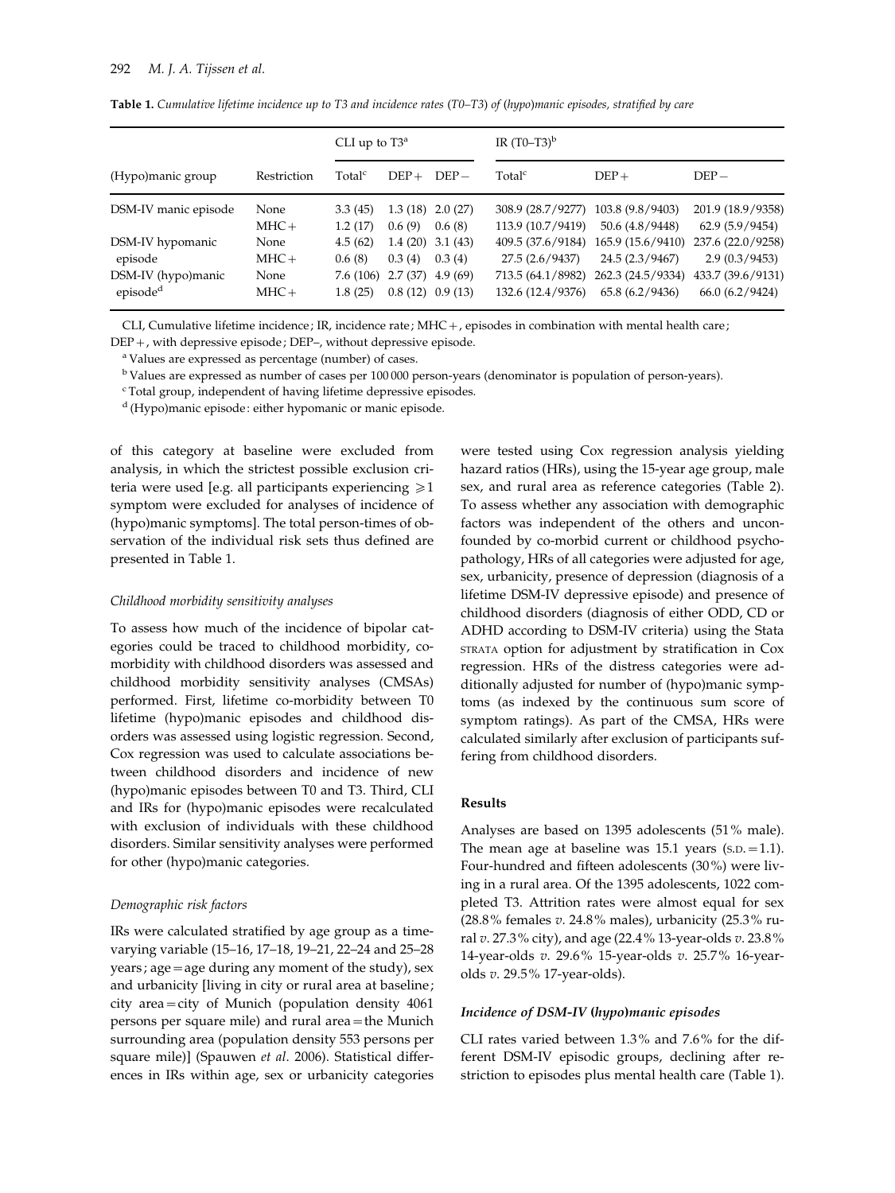**Table 1.** *Cumulative lifetime incidence up to T3 and incidence rates (T0–T3) of (hypo)manic episodes, stratified by care*

| (Hypo)manic group | Restriction | CLI up to T3[a] | | | IR (T0–T3)[b] | | |
|---|---|---|---|---|---|---|---|
| | | Total[c] | DEP+ | DEP− | Total[c] | DEP+ | DEP− |
| DSM-IV manic episode | None | 3.3 (45) | 1.3 (18) | 2.0 (27) | 308.9 (28.7/9277) | 103.8 (9.8/9403) | 201.9 (18.9/9358) |
| | MHC+ | 1.2 (17) | 0.6 (9) | 0.6 (8) | 113.9 (10.7/9419) | 50.6 (4.8/9448) | 62.9 (5.9/9454) |
| DSM-IV hypomanic episode | None | 4.5 (62) | 1.4 (20) | 3.1 (43) | 409.5 (37.6/9184) | 165.9 (15.6/9410) | 237.6 (22.0/9258) |
| | MHC+ | 0.6 (8) | 0.3 (4) | 0.3 (4) | 27.5 (2.6/9437) | 24.5 (2.3/9467) | 2.9 (0.3/9453) |
| DSM-IV (hypo)manic episode[d] | None | 7.6 (106) | 2.7 (37) | 4.9 (69) | 713.5 (64.1/8982) | 262.3 (24.5/9334) | 433.7 (39.6/9131) |
| | MHC+ | 1.8 (25) | 0.8 (12) | 0.9 (13) | 132.6 (12.4/9376) | 65.8 (6.2/9436) | 66.0 (6.2/9424) |

CLI, Cumulative lifetime incidence; IR, incidence rate; MHC+, episodes in combination with mental health care; DEP+, with depressive episode; DEP–, without depressive episode.

[a] Values are expressed as percentage (number) of cases.

[b] Values are expressed as number of cases per 100 000 person-years (denominator is population of person-years).

[c] Total group, independent of having lifetime depressive episodes.

[d] (Hypo)manic episode: either hypomanic or manic episode.

of this category at baseline were excluded from analysis, in which the strictest possible exclusion criteria were used [e.g. all participants experiencing $\geqslant 1$ symptom were excluded for analyses of incidence of (hypo)manic symptoms]. The total person-times of observation of the individual risk sets thus defined are presented in Table 1.

*Childhood morbidity sensitivity analyses*

To assess how much of the incidence of bipolar categories could be traced to childhood morbidity, co-morbidity with childhood disorders was assessed and childhood morbidity sensitivity analyses (CMSAs) performed. First, lifetime co-morbidity between T0 lifetime (hypo)manic episodes and childhood disorders was assessed using logistic regression. Second, Cox regression was used to calculate associations between childhood disorders and incidence of new (hypo)manic episodes between T0 and T3. Third, CLI and IRs for (hypo)manic episodes were recalculated with exclusion of individuals with these childhood disorders. Similar sensitivity analyses were performed for other (hypo)manic categories.

*Demographic risk factors*

IRs were calculated stratified by age group as a time-varying variable (15–16, 17–18, 19–21, 22–24 and 25–28 years; age = age during any moment of the study), sex and urbanicity [living in city or rural area at baseline; city area = city of Munich (population density 4061 persons per square mile) and rural area = the Munich surrounding area (population density 553 persons per square mile)] (Spauwen *et al*. 2006). Statistical differences in IRs within age, sex or urbanicity categories were tested using Cox regression analysis yielding hazard ratios (HRs), using the 15-year age group, male sex, and rural area as reference categories (Table 2). To assess whether any association with demographic factors was independent of the others and unconfounded by co-morbid current or childhood psychopathology, HRs of all categories were adjusted for age, sex, urbanicity, presence of depression (diagnosis of a lifetime DSM-IV depressive episode) and presence of childhood disorders (diagnosis of either ODD, CD or ADHD according to DSM-IV criteria) using the Stata STRATA option for adjustment by stratification in Cox regression. HRs of the distress categories were additionally adjusted for number of (hypo)manic symptoms (as indexed by the continuous sum score of symptom ratings). As part of the CMSA, HRs were calculated similarly after exclusion of participants suffering from childhood disorders.

## Results

Analyses are based on 1395 adolescents (51% male). The mean age at baseline was 15.1 years (S.D. = 1.1). Four-hundred and fifteen adolescents (30%) were living in a rural area. Of the 1395 adolescents, 1022 completed T3. Attrition rates were almost equal for sex (28.8% females *v*. 24.8% males), urbanicity (25.3% rural *v*. 27.3% city), and age (22.4% 13-year-olds *v*. 23.8% 14-year-olds *v*. 29.6% 15-year-olds *v*. 25.7% 16-year-olds *v*. 29.5% 17-year-olds).

### *Incidence of DSM-IV (hypo)manic episodes*

CLI rates varied between 1.3% and 7.6% for the different DSM-IV episodic groups, declining after restriction to episodes plus mental health care (Table 1).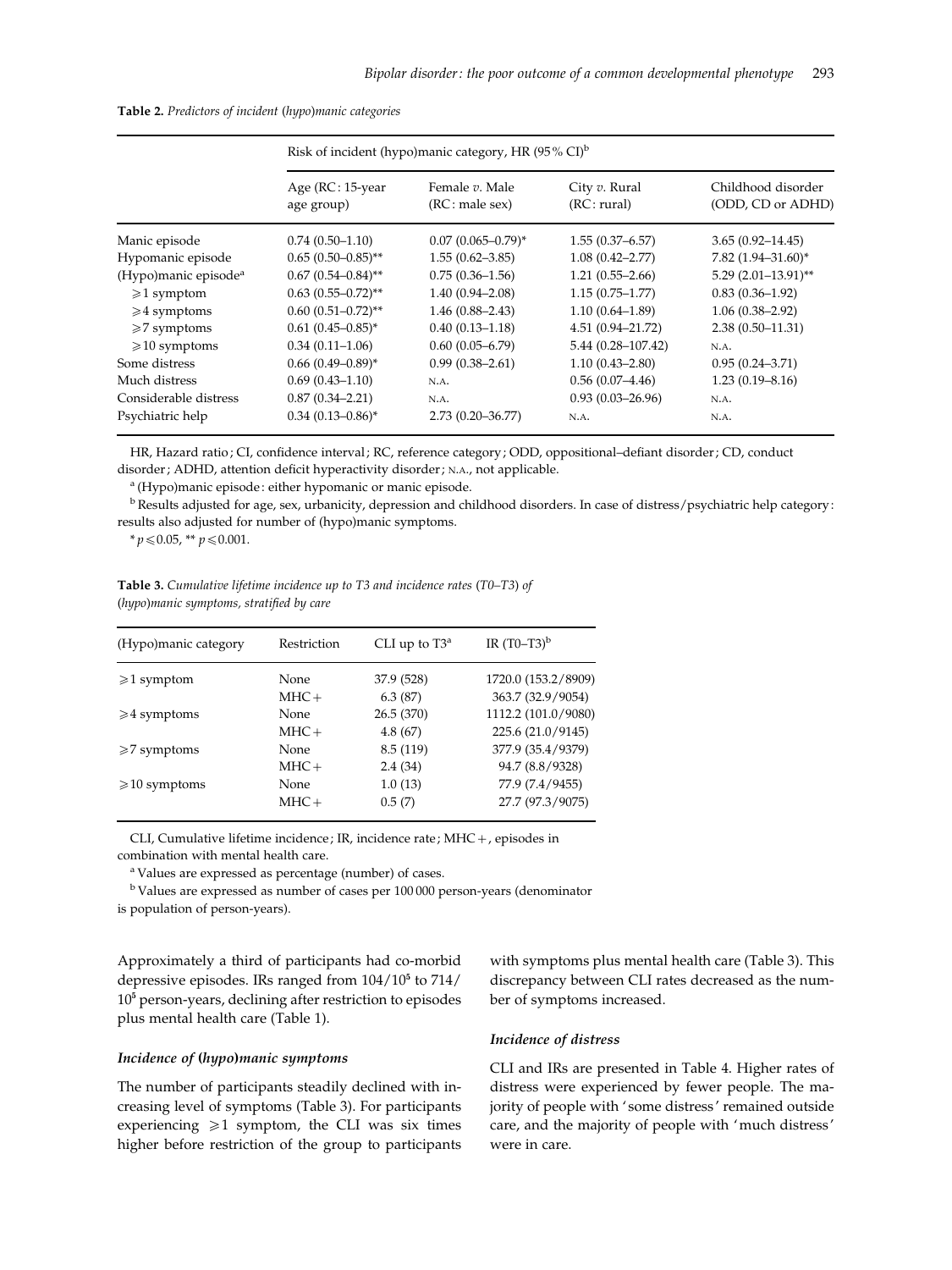**Table 2.** *Predictors of incident (hypo)manic categories*

| | Risk of incident (hypo)manic category, HR (95% CI)[b] | | | |
|---|---|---|---|---|
| | Age (RC: 15-year age group) | Female *v.* Male (RC: male sex) | City *v.* Rural (RC: rural) | Childhood disorder (ODD, CD or ADHD) |
| Manic episode | 0.74 (0.50–1.10) | 0.07 (0.065–0.79)* | 1.55 (0.37–6.57) | 3.65 (0.92–14.45) |
| Hypomanic episode | 0.65 (0.50–0.85)** | 1.55 (0.62–3.85) | 1.08 (0.42–2.77) | 7.82 (1.94–31.60)* |
| (Hypo)manic episode[a] | 0.67 (0.54–0.84)** | 0.75 (0.36–1.56) | 1.21 (0.55–2.66) | 5.29 (2.01–13.91)** |
| $\geqslant$1 symptom | 0.63 (0.55–0.72)** | 1.40 (0.94–2.08) | 1.15 (0.75–1.77) | 0.83 (0.36–1.92) |
| $\geqslant$4 symptoms | 0.60 (0.51–0.72)** | 1.46 (0.88–2.43) | 1.10 (0.64–1.89) | 1.06 (0.38–2.92) |
| $\geqslant$7 symptoms | 0.61 (0.45–0.85)* | 0.40 (0.13–1.18) | 4.51 (0.94–21.72) | 2.38 (0.50–11.31) |
| $\geqslant$10 symptoms | 0.34 (0.11–1.06) | 0.60 (0.05–6.79) | 5.44 (0.28–107.42) | N.A. |
| Some distress | 0.66 (0.49–0.89)* | 0.99 (0.38–2.61) | 1.10 (0.43–2.80) | 0.95 (0.24–3.71) |
| Much distress | 0.69 (0.43–1.10) | N.A. | 0.56 (0.07–4.46) | 1.23 (0.19–8.16) |
| Considerable distress | 0.87 (0.34–2.21) | N.A. | 0.93 (0.03–26.96) | N.A. |
| Psychiatric help | 0.34 (0.13–0.86)* | 2.73 (0.20–36.77) | N.A. | N.A. |

HR, Hazard ratio; CI, confidence interval; RC, reference category; ODD, oppositional–defiant disorder; CD, conduct disorder; ADHD, attention deficit hyperactivity disorder; N.A., not applicable.

[a] (Hypo)manic episode: either hypomanic or manic episode.

[b] Results adjusted for age, sex, urbanicity, depression and childhood disorders. In case of distress/psychiatric help category: results also adjusted for number of (hypo)manic symptoms.

* $p \leqslant 0.05$, ** $p \leqslant 0.001$.

**Table 3.** *Cumulative lifetime incidence up to T3 and incidence rates (T0–T3) of (hypo)manic symptoms, stratified by care*

| (Hypo)manic category | Restriction | CLI up to T3[a] | IR (T0–T3)[b] |
|---|---|---|---|
| $\geqslant$1 symptom | None | 37.9 (528) | 1720.0 (153.2/8909) |
| | MHC+ | 6.3 (87) | 363.7 (32.9/9054) |
| $\geqslant$4 symptoms | None | 26.5 (370) | 1112.2 (101.0/9080) |
| | MHC+ | 4.8 (67) | 225.6 (21.0/9145) |
| $\geqslant$7 symptoms | None | 8.5 (119) | 377.9 (35.4/9379) |
| | MHC+ | 2.4 (34) | 94.7 (8.8/9328) |
| $\geqslant$10 symptoms | None | 1.0 (13) | 77.9 (7.4/9455) |
| | MHC+ | 0.5 (7) | 27.7 (97.3/9075) |

CLI, Cumulative lifetime incidence; IR, incidence rate; MHC+, episodes in combination with mental health care.

[a] Values are expressed as percentage (number) of cases.

[b] Values are expressed as number of cases per 100 000 person-years (denominator is population of person-years).

Approximately a third of participants had co-morbid depressive episodes. IRs ranged from $104/10^5$ to $714/10^5$ person-years, declining after restriction to episodes plus mental health care (Table 1).

### *Incidence of (hypo)manic symptoms*

The number of participants steadily declined with increasing level of symptoms (Table 3). For participants experiencing $\geqslant$1 symptom, the CLI was six times higher before restriction of the group to participants with symptoms plus mental health care (Table 3). This discrepancy between CLI rates decreased as the number of symptoms increased.

### *Incidence of distress*

CLI and IRs are presented in Table 4. Higher rates of distress were experienced by fewer people. The majority of people with 'some distress' remained outside care, and the majority of people with 'much distress' were in care.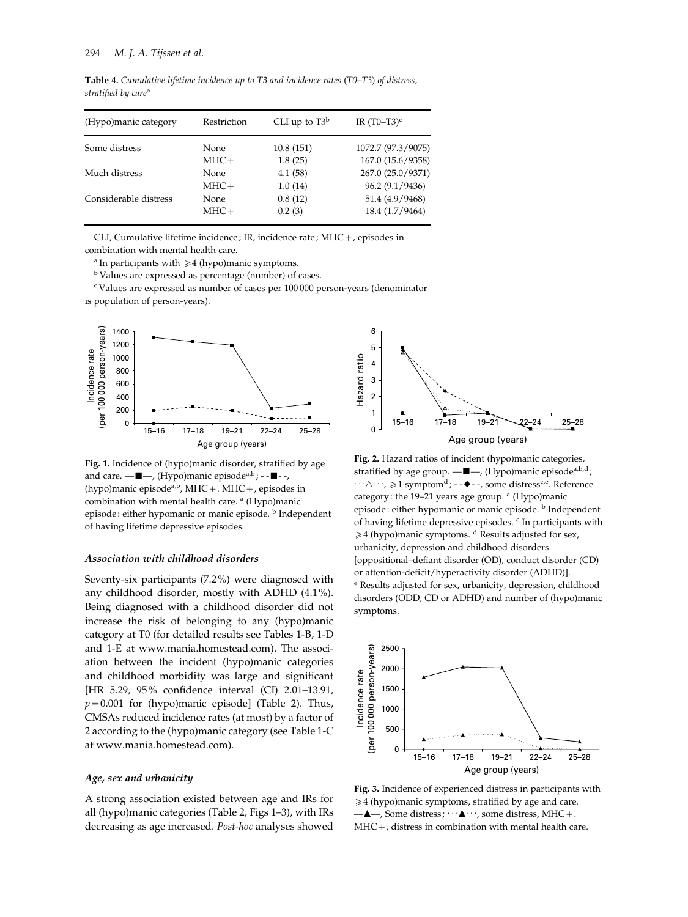**Table 4.** *Cumulative lifetime incidence up to T3 and incidence rates (T0–T3) of distress, stratified by care*[a]

| (Hypo)manic category | Restriction | CLI up to T3[b] | IR (T0–T3)[c] |
|---|---|---|---|
| Some distress | None | 10.8 (151) | 1072.7 (97.3/9075) |
| | MHC+ | 1.8 (25) | 167.0 (15.6/9358) |
| Much distress | None | 4.1 (58) | 267.0 (25.0/9371) |
| | MHC+ | 1.0 (14) | 96.2 (9.1/9436) |
| Considerable distress | None | 0.8 (12) | 51.4 (4.9/9468) |
| | MHC+ | 0.2 (3) | 18.4 (1.7/9464) |

CLI, Cumulative lifetime incidence; IR, incidence rate; MHC+, episodes in combination with mental health care.

[a] In participants with ⩾4 (hypo)manic symptoms.

[b] Values are expressed as percentage (number) of cases.

[c] Values are expressed as number of cases per 100 000 person-years (denominator is population of person-years).

**Fig. 1.** Incidence of (hypo)manic disorder, stratified by age and care. —■—, (Hypo)manic episode[a,b]; - -■- -, (hypo)manic episode[a,b], MHC+. MHC+, episodes in combination with mental health care. [a] (Hypo)manic episode: either hypomanic or manic episode. [b] Independent of having lifetime depressive episodes.

**Fig. 2.** Hazard ratios of incident (hypo)manic categories, stratified by age group. —■—, (Hypo)manic episode[a,b,d]; ···△···, ⩾1 symptom[d]; - -◆- -, some distress[c,e]. Reference category: the 19–21 years age group. [a] (Hypo)manic episode: either hypomanic or manic episode. [b] Independent of having lifetime depressive episodes. [c] In participants with ⩾4 (hypo)manic symptoms. [d] Results adjusted for sex, urbanicity, depression and childhood disorders [oppositional–defiant disorder (OD), conduct disorder (CD) or attention-deficit/hyperactivity disorder (ADHD)]. [e] Results adjusted for sex, urbanicity, depression, childhood disorders (ODD, CD or ADHD) and number of (hypo)manic symptoms.

**Fig. 3.** Incidence of experienced distress in participants with ⩾4 (hypo)manic symptoms, stratified by age and care. —▲—, Some distress; ···▲···, some distress, MHC+. MHC+, distress in combination with mental health care.

### *Association with childhood disorders*

Seventy-six participants (7.2%) were diagnosed with any childhood disorder, mostly with ADHD (4.1%). Being diagnosed with a childhood disorder did not increase the risk of belonging to any (hypo)manic category at T0 (for detailed results see Tables 1-B, 1-D and 1-E at www.mania.homestead.com). The association between the incident (hypo)manic categories and childhood morbidity was large and significant [HR 5.29, 95% confidence interval (CI) 2.01–13.91, $p = 0.001$ for (hypo)manic episode] (Table 2). Thus, CMSAs reduced incidence rates (at most) by a factor of 2 according to the (hypo)manic category (see Table 1-C at www.mania.homestead.com).

### *Age, sex and urbanicity*

A strong association existed between age and IRs for all (hypo)manic categories (Table 2, Figs 1–3), with IRs decreasing as age increased. *Post-hoc* analyses showed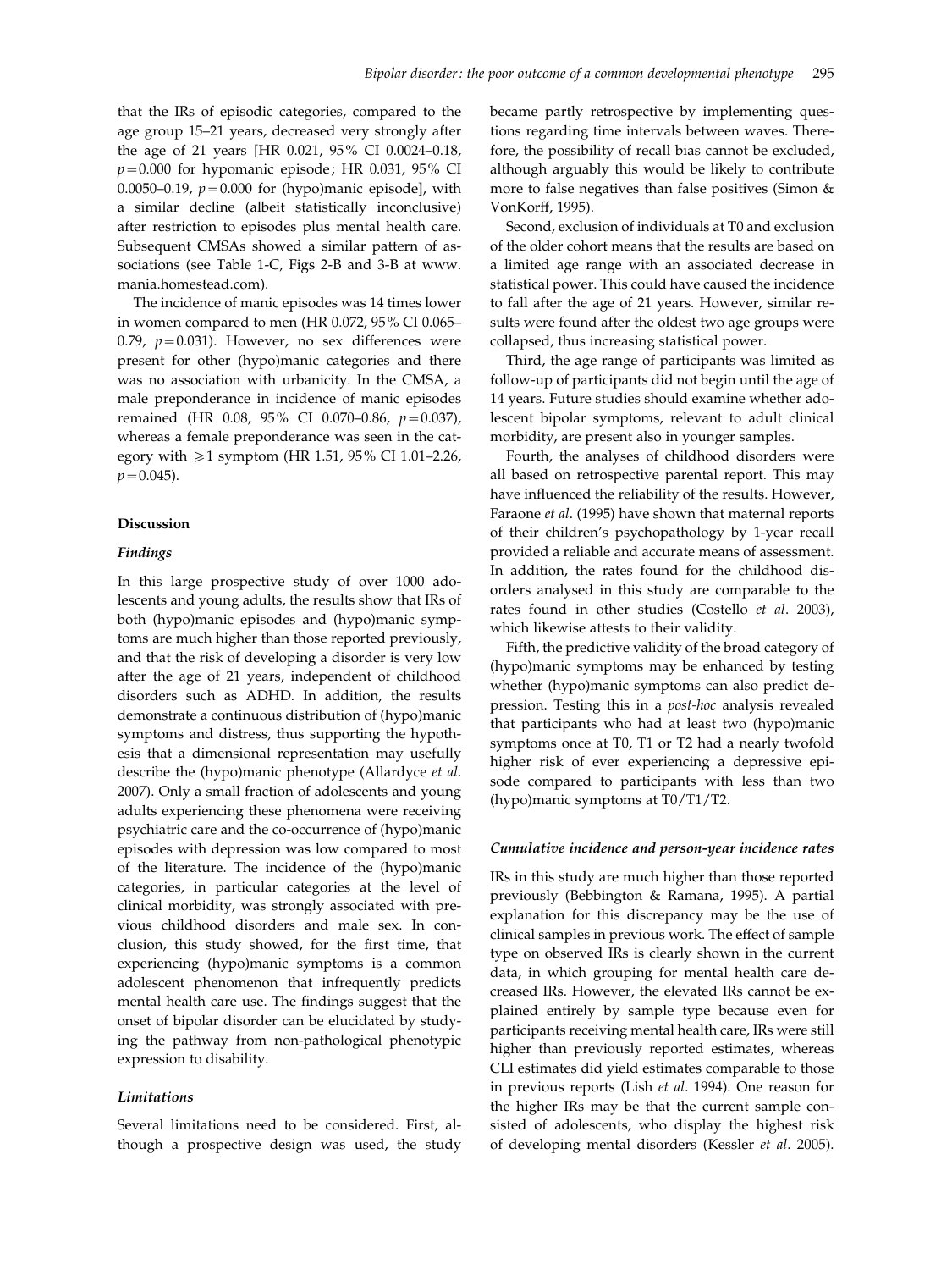that the IRs of episodic categories, compared to the age group 15–21 years, decreased very strongly after the age of 21 years [HR 0.021, 95% CI 0.0024–0.18, $p=0.000$ for hypomanic episode; HR 0.031, 95% CI 0.0050–0.19, $p=0.000$ for (hypo)manic episode], with a similar decline (albeit statistically inconclusive) after restriction to episodes plus mental health care. Subsequent CMSAs showed a similar pattern of associations (see Table 1-C, Figs 2-B and 3-B at www.mania.homestead.com).

The incidence of manic episodes was 14 times lower in women compared to men (HR 0.072, 95% CI 0.065–0.79, $p=0.031$). However, no sex differences were present for other (hypo)manic categories and there was no association with urbanicity. In the CMSA, a male preponderance in incidence of manic episodes remained (HR 0.08, 95% CI 0.070–0.86, $p=0.037$), whereas a female preponderance was seen in the category with $\geqslant 1$ symptom (HR 1.51, 95% CI 1.01–2.26, $p=0.045$).

## Discussion

### *Findings*

In this large prospective study of over 1000 adolescents and young adults, the results show that IRs of both (hypo)manic episodes and (hypo)manic symptoms are much higher than those reported previously, and that the risk of developing a disorder is very low after the age of 21 years, independent of childhood disorders such as ADHD. In addition, the results demonstrate a continuous distribution of (hypo)manic symptoms and distress, thus supporting the hypothesis that a dimensional representation may usefully describe the (hypo)manic phenotype (Allardyce *et al*. 2007). Only a small fraction of adolescents and young adults experiencing these phenomena were receiving psychiatric care and the co-occurrence of (hypo)manic episodes with depression was low compared to most of the literature. The incidence of the (hypo)manic categories, in particular categories at the level of clinical morbidity, was strongly associated with previous childhood disorders and male sex. In conclusion, this study showed, for the first time, that experiencing (hypo)manic symptoms is a common adolescent phenomenon that infrequently predicts mental health care use. The findings suggest that the onset of bipolar disorder can be elucidated by studying the pathway from non-pathological phenotypic expression to disability.

### *Limitations*

Several limitations need to be considered. First, although a prospective design was used, the study became partly retrospective by implementing questions regarding time intervals between waves. Therefore, the possibility of recall bias cannot be excluded, although arguably this would be likely to contribute more to false negatives than false positives (Simon & VonKorff, 1995).

Second, exclusion of individuals at T0 and exclusion of the older cohort means that the results are based on a limited age range with an associated decrease in statistical power. This could have caused the incidence to fall after the age of 21 years. However, similar results were found after the oldest two age groups were collapsed, thus increasing statistical power.

Third, the age range of participants was limited as follow-up of participants did not begin until the age of 14 years. Future studies should examine whether adolescent bipolar symptoms, relevant to adult clinical morbidity, are present also in younger samples.

Fourth, the analyses of childhood disorders were all based on retrospective parental report. This may have influenced the reliability of the results. However, Faraone *et al*. (1995) have shown that maternal reports of their children's psychopathology by 1-year recall provided a reliable and accurate means of assessment. In addition, the rates found for the childhood disorders analysed in this study are comparable to the rates found in other studies (Costello *et al*. 2003), which likewise attests to their validity.

Fifth, the predictive validity of the broad category of (hypo)manic symptoms may be enhanced by testing whether (hypo)manic symptoms can also predict depression. Testing this in a *post-hoc* analysis revealed that participants who had at least two (hypo)manic symptoms once at T0, T1 or T2 had a nearly twofold higher risk of ever experiencing a depressive episode compared to participants with less than two (hypo)manic symptoms at T0/T1/T2.

### *Cumulative incidence and person-year incidence rates*

IRs in this study are much higher than those reported previously (Bebbington & Ramana, 1995). A partial explanation for this discrepancy may be the use of clinical samples in previous work. The effect of sample type on observed IRs is clearly shown in the current data, in which grouping for mental health care decreased IRs. However, the elevated IRs cannot be explained entirely by sample type because even for participants receiving mental health care, IRs were still higher than previously reported estimates, whereas CLI estimates did yield estimates comparable to those in previous reports (Lish *et al*. 1994). One reason for the higher IRs may be that the current sample consisted of adolescents, who display the highest risk of developing mental disorders (Kessler *et al*. 2005).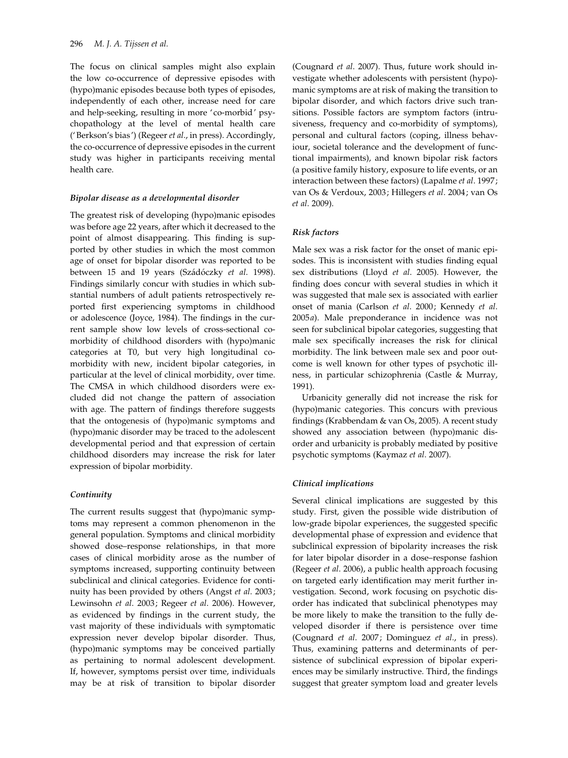The focus on clinical samples might also explain the low co-occurrence of depressive episodes with (hypo)manic episodes because both types of episodes, independently of each other, increase need for care and help-seeking, resulting in more 'co-morbid' psychopathology at the level of mental health care ('Berkson's bias') (Regeer *et al*., in press). Accordingly, the co-occurrence of depressive episodes in the current study was higher in participants receiving mental health care.

### *Bipolar disease as a developmental disorder*

The greatest risk of developing (hypo)manic episodes was before age 22 years, after which it decreased to the point of almost disappearing. This finding is supported by other studies in which the most common age of onset for bipolar disorder was reported to be between 15 and 19 years (Szádóczky *et al*. 1998). Findings similarly concur with studies in which substantial numbers of adult patients retrospectively reported first experiencing symptoms in childhood or adolescence (Joyce, 1984). The findings in the current sample show low levels of cross-sectional co-morbidity of childhood disorders with (hypo)manic categories at T0, but very high longitudinal co-morbidity with new, incident bipolar categories, in particular at the level of clinical morbidity, over time. The CMSA in which childhood disorders were excluded did not change the pattern of association with age. The pattern of findings therefore suggests that the ontogenesis of (hypo)manic symptoms and (hypo)manic disorder may be traced to the adolescent developmental period and that expression of certain childhood disorders may increase the risk for later expression of bipolar morbidity.

### *Continuity*

The current results suggest that (hypo)manic symptoms may represent a common phenomenon in the general population. Symptoms and clinical morbidity showed dose–response relationships, in that more cases of clinical morbidity arose as the number of symptoms increased, supporting continuity between subclinical and clinical categories. Evidence for continuity has been provided by others (Angst *et al*. 2003; Lewinsohn *et al*. 2003; Regeer *et al*. 2006). However, as evidenced by findings in the current study, the vast majority of these individuals with symptomatic expression never develop bipolar disorder. Thus, (hypo)manic symptoms may be conceived partially as pertaining to normal adolescent development. If, however, symptoms persist over time, individuals may be at risk of transition to bipolar disorder (Cougnard *et al*. 2007). Thus, future work should investigate whether adolescents with persistent (hypo)manic symptoms are at risk of making the transition to bipolar disorder, and which factors drive such transitions. Possible factors are symptom factors (intrusiveness, frequency and co-morbidity of symptoms), personal and cultural factors (coping, illness behaviour, societal tolerance and the development of functional impairments), and known bipolar risk factors (a positive family history, exposure to life events, or an interaction between these factors) (Lapalme *et al*. 1997; van Os & Verdoux, 2003; Hillegers *et al*. 2004; van Os *et al*. 2009).

### *Risk factors*

Male sex was a risk factor for the onset of manic episodes. This is inconsistent with studies finding equal sex distributions (Lloyd *et al*. 2005). However, the finding does concur with several studies in which it was suggested that male sex is associated with earlier onset of mania (Carlson *et al*. 2000; Kennedy *et al*. 2005*a*). Male preponderance in incidence was not seen for subclinical bipolar categories, suggesting that male sex specifically increases the risk for clinical morbidity. The link between male sex and poor outcome is well known for other types of psychotic illness, in particular schizophrenia (Castle & Murray, 1991).

Urbanicity generally did not increase the risk for (hypo)manic categories. This concurs with previous findings (Krabbendam & van Os, 2005). A recent study showed any association between (hypo)manic disorder and urbanicity is probably mediated by positive psychotic symptoms (Kaymaz *et al*. 2007).

### *Clinical implications*

Several clinical implications are suggested by this study. First, given the possible wide distribution of low-grade bipolar experiences, the suggested specific developmental phase of expression and evidence that subclinical expression of bipolarity increases the risk for later bipolar disorder in a dose–response fashion (Regeer *et al*. 2006), a public health approach focusing on targeted early identification may merit further investigation. Second, work focusing on psychotic disorder has indicated that subclinical phenotypes may be more likely to make the transition to the fully developed disorder if there is persistence over time (Cougnard *et al*. 2007; Dominguez *et al*., in press). Thus, examining patterns and determinants of persistence of subclinical expression of bipolar experiences may be similarly instructive. Third, the findings suggest that greater symptom load and greater levels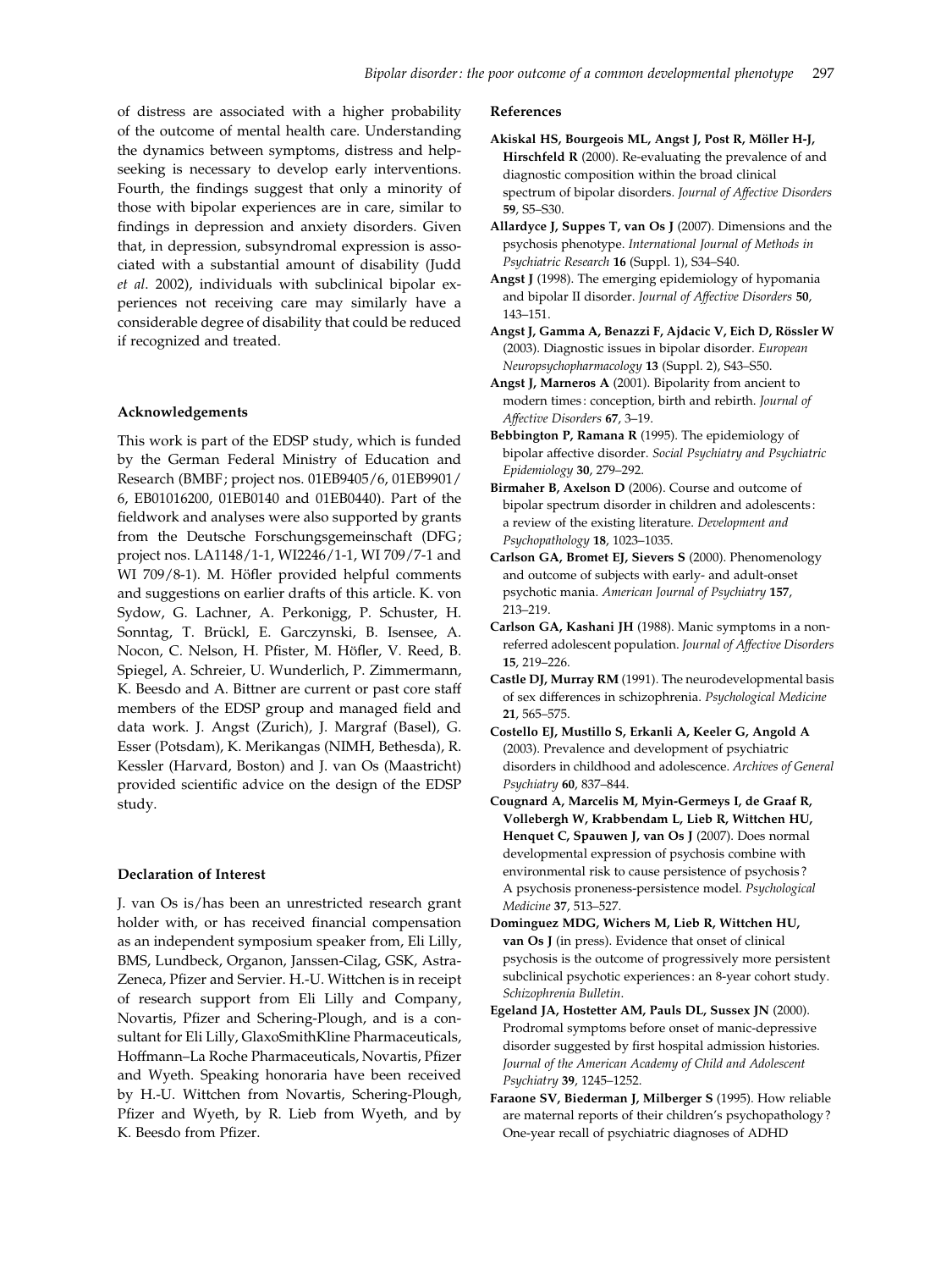of distress are associated with a higher probability of the outcome of mental health care. Understanding the dynamics between symptoms, distress and help-seeking is necessary to develop early interventions. Fourth, the findings suggest that only a minority of those with bipolar experiences are in care, similar to findings in depression and anxiety disorders. Given that, in depression, subsyndromal expression is associated with a substantial amount of disability (Judd *et al*. 2002), individuals with subclinical bipolar experiences not receiving care may similarly have a considerable degree of disability that could be reduced if recognized and treated.

### Acknowledgements

This work is part of the EDSP study, which is funded by the German Federal Ministry of Education and Research (BMBF; project nos. 01EB9405/6, 01EB9901/6, EB01016200, 01EB0140 and 01EB0440). Part of the fieldwork and analyses were also supported by grants from the Deutsche Forschungsgemeinschaft (DFG; project nos. LA1148/1-1, WI2246/1-1, WI 709/7-1 and WI 709/8-1). M. Höfler provided helpful comments and suggestions on earlier drafts of this article. K. von Sydow, G. Lachner, A. Perkonigg, P. Schuster, H. Sonntag, T. Brückl, E. Garczynski, B. Isensee, A. Nocon, C. Nelson, H. Pfister, M. Höfler, V. Reed, B. Spiegel, A. Schreier, U. Wunderlich, P. Zimmermann, K. Beesdo and A. Bittner are current or past core staff members of the EDSP group and managed field and data work. J. Angst (Zurich), J. Margraf (Basel), G. Esser (Potsdam), K. Merikangas (NIMH, Bethesda), R. Kessler (Harvard, Boston) and J. van Os (Maastricht) provided scientific advice on the design of the EDSP study.

### Declaration of Interest

J. van Os is/has been an unrestricted research grant holder with, or has received financial compensation as an independent symposium speaker from, Eli Lilly, BMS, Lundbeck, Organon, Janssen-Cilag, GSK, AstraZeneca, Pfizer and Servier. H.-U. Wittchen is in receipt of research support from Eli Lilly and Company, Novartis, Pfizer and Schering-Plough, and is a consultant for Eli Lilly, GlaxoSmithKline Pharmaceuticals, Hoffmann–La Roche Pharmaceuticals, Novartis, Pfizer and Wyeth. Speaking honoraria have been received by H.-U. Wittchen from Novartis, Schering-Plough, Pfizer and Wyeth, by R. Lieb from Wyeth, and by K. Beesdo from Pfizer.

### References

**Akiskal HS, Bourgeois ML, Angst J, Post R, Möller H-J, Hirschfeld R** (2000). Re-evaluating the prevalence of and diagnostic composition within the broad clinical spectrum of bipolar disorders. *Journal of Affective Disorders* **59**, S5–S30.

**Allardyce J, Suppes T, van Os J** (2007). Dimensions and the psychosis phenotype. *International Journal of Methods in Psychiatric Research* **16** (Suppl. 1), S34–S40.

**Angst J** (1998). The emerging epidemiology of hypomania and bipolar II disorder. *Journal of Affective Disorders* **50**, 143–151.

**Angst J, Gamma A, Benazzi F, Ajdacic V, Eich D, Rössler W** (2003). Diagnostic issues in bipolar disorder. *European Neuropsychopharmacology* **13** (Suppl. 2), S43–S50.

**Angst J, Marneros A** (2001). Bipolarity from ancient to modern times: conception, birth and rebirth. *Journal of Affective Disorders* **67**, 3–19.

**Bebbington P, Ramana R** (1995). The epidemiology of bipolar affective disorder. *Social Psychiatry and Psychiatric Epidemiology* **30**, 279–292.

**Birmaher B, Axelson D** (2006). Course and outcome of bipolar spectrum disorder in children and adolescents: a review of the existing literature. *Development and Psychopathology* **18**, 1023–1035.

**Carlson GA, Bromet EJ, Sievers S** (2000). Phenomenology and outcome of subjects with early- and adult-onset psychotic mania. *American Journal of Psychiatry* **157**, 213–219.

**Carlson GA, Kashani JH** (1988). Manic symptoms in a non-referred adolescent population. *Journal of Affective Disorders* **15**, 219–226.

**Castle DJ, Murray RM** (1991). The neurodevelopmental basis of sex differences in schizophrenia. *Psychological Medicine* **21**, 565–575.

**Costello EJ, Mustillo S, Erkanli A, Keeler G, Angold A** (2003). Prevalence and development of psychiatric disorders in childhood and adolescence. *Archives of General Psychiatry* **60**, 837–844.

**Cougnard A, Marcelis M, Myin-Germeys I, de Graaf R, Vollebergh W, Krabbendam L, Lieb R, Wittchen HU, Henquet C, Spauwen J, van Os J** (2007). Does normal developmental expression of psychosis combine with environmental risk to cause persistence of psychosis? A psychosis proneness-persistence model. *Psychological Medicine* **37**, 513–527.

**Dominguez MDG, Wichers M, Lieb R, Wittchen HU, van Os J** (in press). Evidence that onset of clinical psychosis is the outcome of progressively more persistent subclinical psychotic experiences: an 8-year cohort study. *Schizophrenia Bulletin*.

**Egeland JA, Hostetter AM, Pauls DL, Sussex JN** (2000). Prodromal symptoms before onset of manic-depressive disorder suggested by first hospital admission histories. *Journal of the American Academy of Child and Adolescent Psychiatry* **39**, 1245–1252.

**Faraone SV, Biederman J, Milberger S** (1995). How reliable are maternal reports of their children's psychopathology? One-year recall of psychiatric diagnoses of ADHD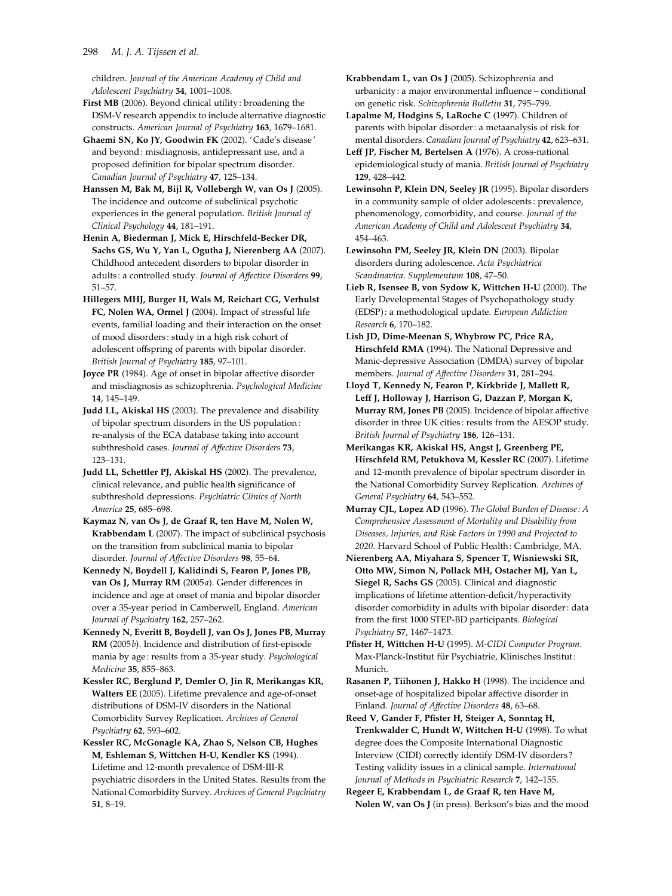children. *Journal of the American Academy of Child and Adolescent Psychiatry* **34**, 1001–1008.

**First MB** (2006). Beyond clinical utility: broadening the DSM-V research appendix to include alternative diagnostic constructs. *American Journal of Psychiatry* **163**, 1679–1681.

**Ghaemi SN, Ko JY, Goodwin FK** (2002). 'Cade's disease' and beyond: misdiagnosis, antidepressant use, and a proposed definition for bipolar spectrum disorder. *Canadian Journal of Psychiatry* **47**, 125–134.

**Hanssen M, Bak M, Bijl R, Vollebergh W, van Os J** (2005). The incidence and outcome of subclinical psychotic experiences in the general population. *British Journal of Clinical Psychology* **44**, 181–191.

**Henin A, Biederman J, Mick E, Hirschfeld-Becker DR, Sachs GS, Wu Y, Yan L, Ogutha J, Nierenberg AA** (2007). Childhood antecedent disorders to bipolar disorder in adults: a controlled study. *Journal of Affective Disorders* **99**, 51–57.

**Hillegers MHJ, Burger H, Wals M, Reichart CG, Verhulst FC, Nolen WA, Ormel J** (2004). Impact of stressful life events, familial loading and their interaction on the onset of mood disorders: study in a high risk cohort of adolescent offspring of parents with bipolar disorder. *British Journal of Psychiatry* **185**, 97–101.

**Joyce PR** (1984). Age of onset in bipolar affective disorder and misdiagnosis as schizophrenia. *Psychological Medicine* **14**, 145–149.

**Judd LL, Akiskal HS** (2003). The prevalence and disability of bipolar spectrum disorders in the US population: re-analysis of the ECA database taking into account subthreshold cases. *Journal of Affective Disorders* **73**, 123–131.

**Judd LL, Schettler PJ, Akiskal HS** (2002). The prevalence, clinical relevance, and public health significance of subthreshold depressions. *Psychiatric Clinics of North America* **25**, 685–698.

**Kaymaz N, van Os J, de Graaf R, ten Have M, Nolen W, Krabbendam L** (2007). The impact of subclinical psychosis on the transition from subclinical mania to bipolar disorder. *Journal of Affective Disorders* **98**, 55–64.

**Kennedy N, Boydell J, Kalidindi S, Fearon P, Jones PB, van Os J, Murray RM** (2005*a*). Gender differences in incidence and age at onset of mania and bipolar disorder over a 35-year period in Camberwell, England. *American Journal of Psychiatry* **162**, 257–262.

**Kennedy N, Everitt B, Boydell J, van Os J, Jones PB, Murray RM** (2005*b*). Incidence and distribution of first-episode mania by age: results from a 35-year study. *Psychological Medicine* **35**, 855–863.

**Kessler RC, Berglund P, Demler O, Jin R, Merikangas KR, Walters EE** (2005). Lifetime prevalence and age-of-onset distributions of DSM-IV disorders in the National Comorbidity Survey Replication. *Archives of General Psychiatry* **62**, 593–602.

**Kessler RC, McGonagle KA, Zhao S, Nelson CB, Hughes M, Eshleman S, Wittchen H-U, Kendler KS** (1994). Lifetime and 12-month prevalence of DSM-III-R psychiatric disorders in the United States. Results from the National Comorbidity Survey. *Archives of General Psychiatry* **51**, 8–19.

**Krabbendam L, van Os J** (2005). Schizophrenia and urbanicity: a major environmental influence – conditional on genetic risk. *Schizophrenia Bulletin* **31**, 795–799.

**Lapalme M, Hodgins S, LaRoche C** (1997). Children of parents with bipolar disorder: a metaanalysis of risk for mental disorders. *Canadian Journal of Psychiatry* **42**, 623–631.

**Leff JP, Fischer M, Bertelsen A** (1976). A cross-national epidemiological study of mania. *British Journal of Psychiatry* **129**, 428–442.

**Lewinsohn P, Klein DN, Seeley JR** (1995). Bipolar disorders in a community sample of older adolescents: prevalence, phenomenology, comorbidity, and course. *Journal of the American Academy of Child and Adolescent Psychiatry* **34**, 454–463.

**Lewinsohn PM, Seeley JR, Klein DN** (2003). Bipolar disorders during adolescence. *Acta Psychiatrica Scandinavica. Supplementum* **108**, 47–50.

**Lieb R, Isensee B, von Sydow K, Wittchen H-U** (2000). The Early Developmental Stages of Psychopathology study (EDSP): a methodological update. *European Addiction Research* **6**, 170–182.

**Lish JD, Dime-Meenan S, Whybrow PC, Price RA, Hirschfeld RMA** (1994). The National Depressive and Manic-depressive Association (DMDA) survey of bipolar members. *Journal of Affective Disorders* **31**, 281–294.

**Lloyd T, Kennedy N, Fearon P, Kirkbride J, Mallett R, Leff J, Holloway J, Harrison G, Dazzan P, Morgan K, Murray RM, Jones PB** (2005). Incidence of bipolar affective disorder in three UK cities: results from the AESOP study. *British Journal of Psychiatry* **186**, 126–131.

**Merikangas KR, Akiskal HS, Angst J, Greenberg PE, Hirschfeld RM, Petukhova M, Kessler RC** (2007). Lifetime and 12-month prevalence of bipolar spectrum disorder in the National Comorbidity Survey Replication. *Archives of General Psychiatry* **64**, 543–552.

**Murray CJL, Lopez AD** (1996). *The Global Burden of Disease: A Comprehensive Assessment of Mortality and Disability from Diseases, Injuries, and Risk Factors in 1990 and Projected to 2020*. Harvard School of Public Health: Cambridge, MA.

**Nierenberg AA, Miyahara S, Spencer T, Wisniewski SR, Otto MW, Simon N, Pollack MH, Ostacher MJ, Yan L, Siegel R, Sachs GS** (2005). Clinical and diagnostic implications of lifetime attention-deficit/hyperactivity disorder comorbidity in adults with bipolar disorder: data from the first 1000 STEP-BD participants. *Biological Psychiatry* **57**, 1467–1473.

**Pfister H, Wittchen H-U** (1995). *M-CIDI Computer Program*. Max-Planck-Institut für Psychiatrie, Klinisches Institut: Munich.

**Rasanen P, Tiihonen J, Hakko H** (1998). The incidence and onset-age of hospitalized bipolar affective disorder in Finland. *Journal of Affective Disorders* **48**, 63–68.

**Reed V, Gander F, Pfister H, Steiger A, Sonntag H, Trenkwalder C, Hundt W, Wittchen H-U** (1998). To what degree does the Composite International Diagnostic Interview (CIDI) correctly identify DSM-IV disorders? Testing validity issues in a clinical sample. *International Journal of Methods in Psychiatric Research* **7**, 142–155.

**Regeer E, Krabbendam L, de Graaf R, ten Have M, Nolen W, van Os J** (in press). Berkson's bias and the mood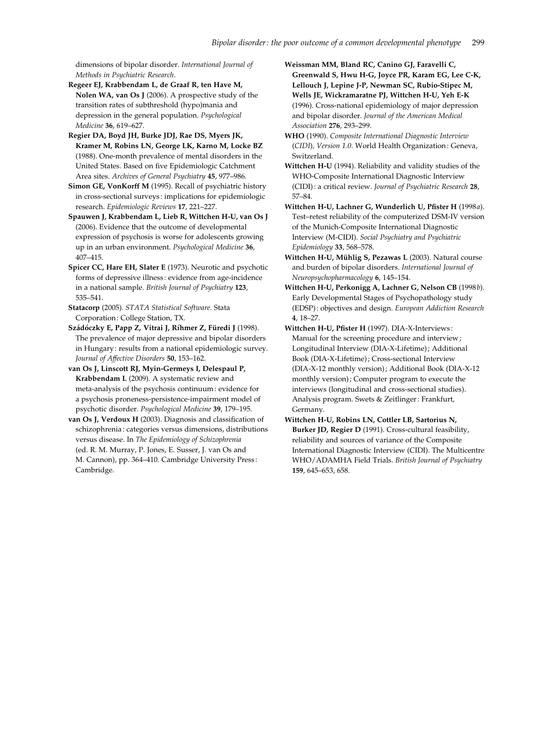dimensions of bipolar disorder. *International Journal of Methods in Psychiatric Research*.

**Regeer EJ, Krabbendam L, de Graaf R, ten Have M, Nolen WA, van Os J** (2006). A prospective study of the transition rates of subthreshold (hypo)mania and depression in the general population. *Psychological Medicine* **36**, 619–627.

**Regier DA, Boyd JH, Burke JDJ, Rae DS, Myers JK, Kramer M, Robins LN, George LK, Karno M, Locke BZ** (1988). One-month prevalence of mental disorders in the United States. Based on five Epidemiologic Catchment Area sites. *Archives of General Psychiatry* **45**, 977–986.

**Simon GE, VonKorff M** (1995). Recall of psychiatric history in cross-sectional surveys: implications for epidemiologic research. *Epidemiologic Reviews* **17**, 221–227.

**Spauwen J, Krabbendam L, Lieb R, Wittchen H-U, van Os J** (2006). Evidence that the outcome of developmental expression of psychosis is worse for adolescents growing up in an urban environment. *Psychological Medicine* **36**, 407–415.

**Spicer CC, Hare EH, Slater E** (1973). Neurotic and psychotic forms of depressive illness: evidence from age-incidence in a national sample. *British Journal of Psychiatry* **123**, 535–541.

**Statacorp** (2005). *STATA Statistical Software*. Stata Corporation: College Station, TX.

**Szádóczky E, Papp Z, Vitrai J, Ríhmer Z, Füredi J** (1998). The prevalence of major depressive and bipolar disorders in Hungary: results from a national epidemiologic survey. *Journal of Affective Disorders* **50**, 153–162.

**van Os J, Linscott RJ, Myin-Germeys I, Delespaul P, Krabbendam L** (2009). A systematic review and meta-analysis of the psychosis continuum: evidence for a psychosis proneness-persistence-impairment model of psychotic disorder. *Psychological Medicine* **39**, 179–195.

**van Os J, Verdoux H** (2003). Diagnosis and classification of schizophrenia: categories versus dimensions, distributions versus disease. In *The Epidemiology of Schizophrenia* (ed. R. M. Murray, P. Jones, E. Susser, J. van Os and M. Cannon), pp. 364–410. Cambridge University Press: Cambridge.

**Weissman MM, Bland RC, Canino GJ, Faravelli C, Greenwald S, Hwu H-G, Joyce PR, Karam EG, Lee C-K, Lellouch J, Lepine J-P, Newman SC, Rubio-Stipec M, Wells JE, Wickramaratne PJ, Wittchen H-U, Yeh E-K** (1996). Cross-national epidemiology of major depression and bipolar disorder. *Journal of the American Medical Association* **276**, 293–299.

**WHO** (1990). *Composite International Diagnostic Interview* (*CIDI*)*, Version 1.0*. World Health Organization: Geneva, Switzerland.

**Wittchen H-U** (1994). Reliability and validity studies of the WHO-Composite International Diagnostic Interview (CIDI): a critical review. *Journal of Psychiatric Research* **28**, 57–84.

**Wittchen H-U, Lachner G, Wunderlich U, Pfister H** (1998*a*). Test–retest reliability of the computerized DSM-IV version of the Munich-Composite International Diagnostic Interview (M-CIDI). *Social Psychiatry and Psychiatric Epidemiology* **33**, 568–578.

**Wittchen H-U, Mühlig S, Pezawas L** (2003). Natural course and burden of bipolar disorders. *International Journal of Neuropsychopharmacology* **6**, 145–154.

**Wittchen H-U, Perkonigg A, Lachner G, Nelson CB** (1998*b*). Early Developmental Stages of Psychopathology study (EDSP): objectives and design. *European Addiction Research* **4**, 18–27.

**Wittchen H-U, Pfister H** (1997). DIA-X-Interviews: Manual for the screening procedure and interview; Longitudinal Interview (DIA-X-Lifetime); Additional Book (DIA-X-Lifetime); Cross-sectional Interview (DIA-X-12 monthly version); Additional Book (DIA-X-12 monthly version); Computer program to execute the interviews (longitudinal and cross-sectional studies). Analysis program. Swets & Zeitlinger: Frankfurt, Germany.

**Wittchen H-U, Robins LN, Cottler LB, Sartorius N, Burker JD, Regier D** (1991). Cross-cultural feasibility, reliability and sources of variance of the Composite International Diagnostic Interview (CIDI). The Multicentre WHO/ADAMHA Field Trials. *British Journal of Psychiatry* **159**, 645–653, 658.